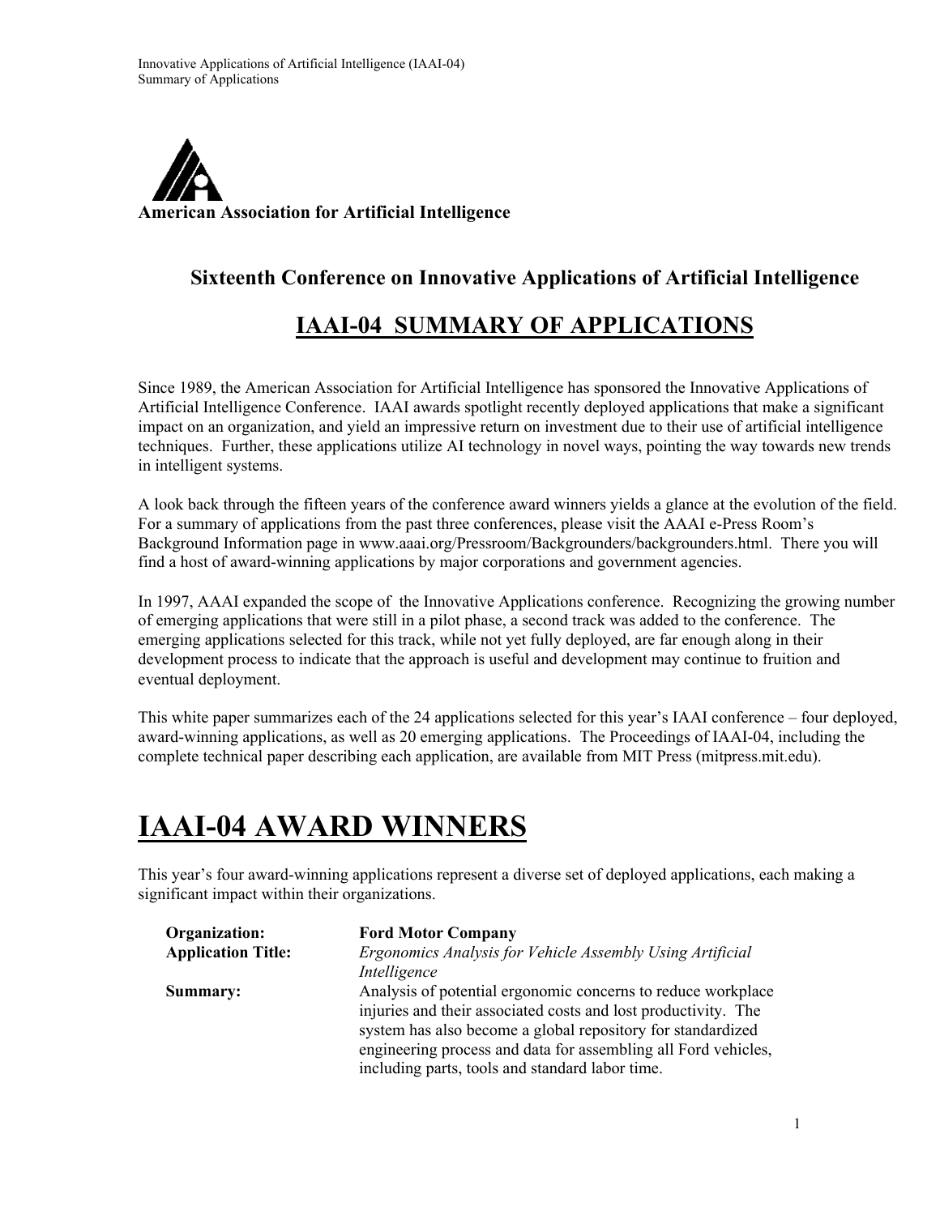**American Association for Artificial Intelligence**

## Sixteenth Conference on Innovative Applications of Artificial Intelligence

## IAAI-04 SUMMARY OF APPLICATIONS

Since 1989, the American Association for Artificial Intelligence has sponsored the Innovative Applications of Artificial Intelligence Conference. IAAI awards spotlight recently deployed applications that make a significant impact on an organization, and yield an impressive return on investment due to their use of artificial intelligence techniques. Further, these applications utilize AI technology in novel ways, pointing the way towards new trends in intelligent systems.

A look back through the fifteen years of the conference award winners yields a glance at the evolution of the field. For a summary of applications from the past three conferences, please visit the AAAI e-Press Room's Background Information page in www.aaai.org/Pressroom/Backgrounders/backgrounders.html. There you will find a host of award-winning applications by major corporations and government agencies.

In 1997, AAAI expanded the scope of the Innovative Applications conference. Recognizing the growing number of emerging applications that were still in a pilot phase, a second track was added to the conference. The emerging applications selected for this track, while not yet fully deployed, are far enough along in their development process to indicate that the approach is useful and development may continue to fruition and eventual deployment.

This white paper summarizes each of the 24 applications selected for this year's IAAI conference – four deployed, award-winning applications, as well as 20 emerging applications. The Proceedings of IAAI-04, including the complete technical paper describing each application, are available from MIT Press (mitpress.mit.edu).

# IAAI-04 AWARD WINNERS

This year's four award-winning applications represent a diverse set of deployed applications, each making a significant impact within their organizations.

**Organization:** **Ford Motor Company**
**Application Title:** *Ergonomics Analysis for Vehicle Assembly Using Artificial Intelligence*
**Summary:** Analysis of potential ergonomic concerns to reduce workplace injuries and their associated costs and lost productivity. The system has also become a global repository for standardized engineering process and data for assembling all Ford vehicles, including parts, tools and standard labor time.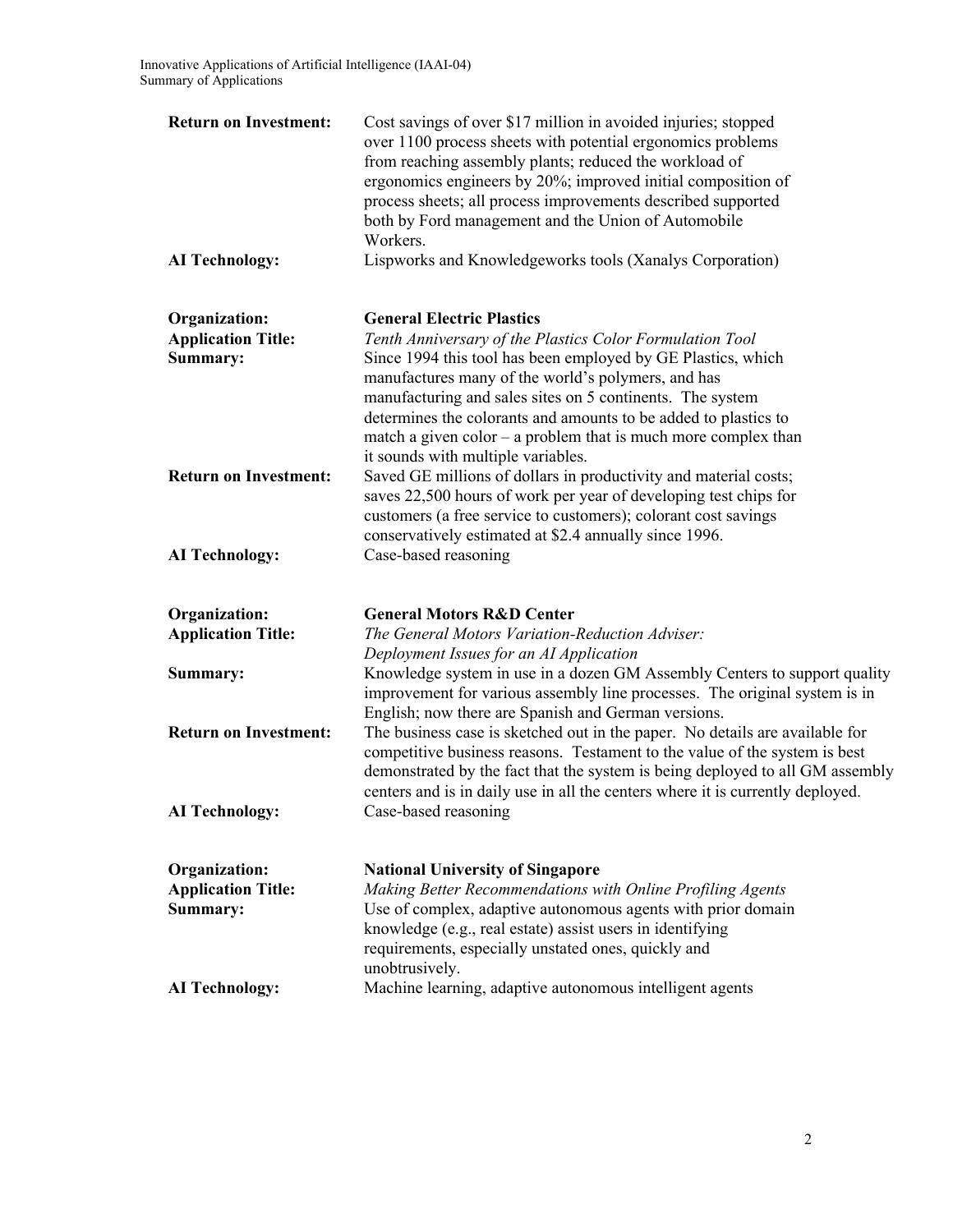**Return on Investment:** Cost savings of over $17 million in avoided injuries; stopped over 1100 process sheets with potential ergonomics problems from reaching assembly plants; reduced the workload of ergonomics engineers by 20%; improved initial composition of process sheets; all process improvements described supported both by Ford management and the Union of Automobile Workers.

**AI Technology:** Lispworks and Knowledgeworks tools (Xanalys Corporation)

**Organization:** **General Electric Plastics**

**Application Title:** *Tenth Anniversary of the Plastics Color Formulation Tool*

**Summary:** Since 1994 this tool has been employed by GE Plastics, which manufactures many of the world's polymers, and has manufacturing and sales sites on 5 continents. The system determines the colorants and amounts to be added to plastics to match a given color – a problem that is much more complex than it sounds with multiple variables.

**Return on Investment:** Saved GE millions of dollars in productivity and material costs; saves 22,500 hours of work per year of developing test chips for customers (a free service to customers); colorant cost savings conservatively estimated at $2.4 annually since 1996.

**AI Technology:** Case-based reasoning

**Organization:** **General Motors R&D Center**

**Application Title:** *The General Motors Variation-Reduction Adviser: Deployment Issues for an AI Application*

**Summary:** Knowledge system in use in a dozen GM Assembly Centers to support quality improvement for various assembly line processes. The original system is in English; now there are Spanish and German versions.

**Return on Investment:** The business case is sketched out in the paper. No details are available for competitive business reasons. Testament to the value of the system is best demonstrated by the fact that the system is being deployed to all GM assembly centers and is in daily use in all the centers where it is currently deployed.

**AI Technology:** Case-based reasoning

**Organization:** **National University of Singapore**

**Application Title:** *Making Better Recommendations with Online Profiling Agents*

**Summary:** Use of complex, adaptive autonomous agents with prior domain knowledge (e.g., real estate) assist users in identifying requirements, especially unstated ones, quickly and unobtrusively.

**AI Technology:** Machine learning, adaptive autonomous intelligent agents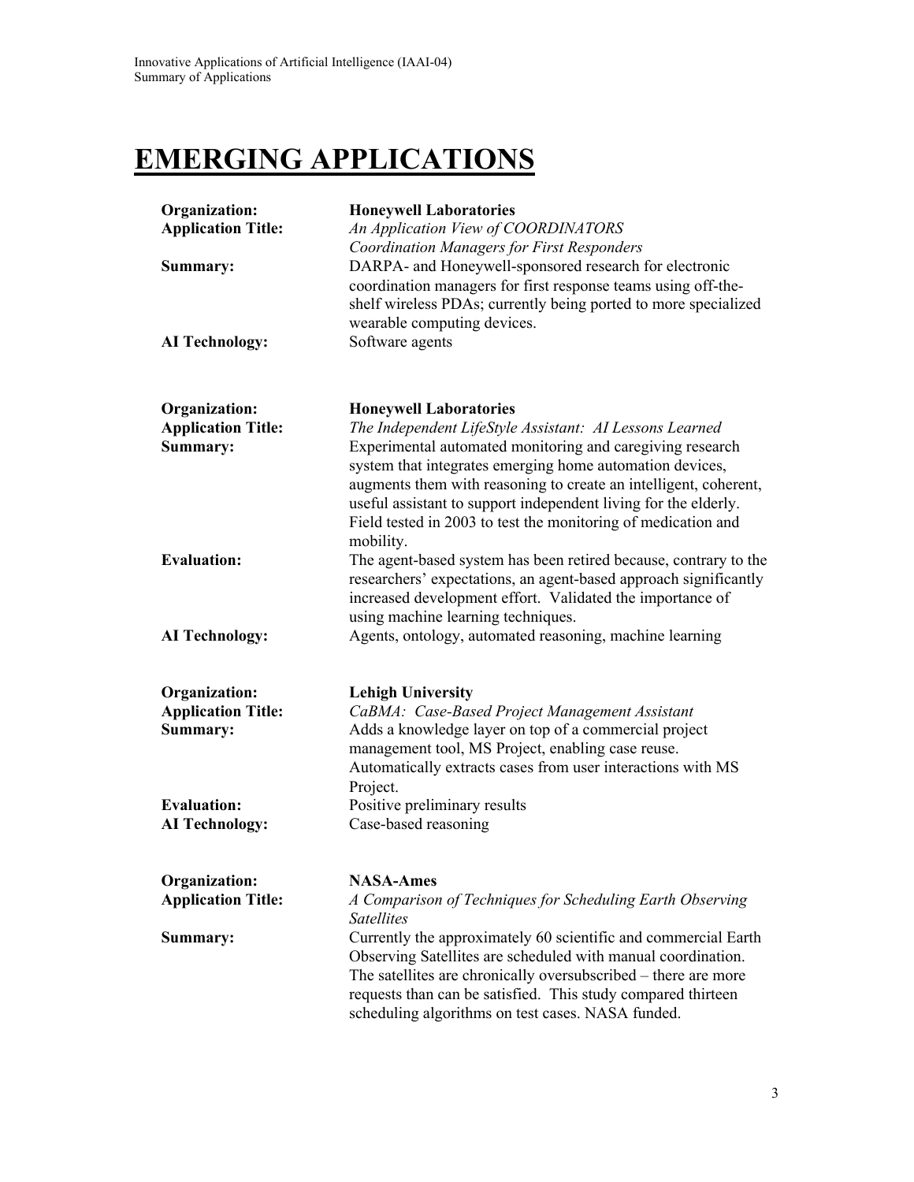# EMERGING APPLICATIONS

**Organization:** **Honeywell Laboratories**
**Application Title:** *An Application View of COORDINATORS Coordination Managers for First Responders*
**Summary:** DARPA- and Honeywell-sponsored research for electronic coordination managers for first response teams using off-the-shelf wireless PDAs; currently being ported to more specialized wearable computing devices.
**AI Technology:** Software agents

**Organization:** **Honeywell Laboratories**
**Application Title:** *The Independent LifeStyle Assistant: AI Lessons Learned*
**Summary:** Experimental automated monitoring and caregiving research system that integrates emerging home automation devices, augments them with reasoning to create an intelligent, coherent, useful assistant to support independent living for the elderly. Field tested in 2003 to test the monitoring of medication and mobility.
**Evaluation:** The agent-based system has been retired because, contrary to the researchers' expectations, an agent-based approach significantly increased development effort. Validated the importance of using machine learning techniques.
**AI Technology:** Agents, ontology, automated reasoning, machine learning

**Organization:** **Lehigh University**
**Application Title:** *CaBMA: Case-Based Project Management Assistant*
**Summary:** Adds a knowledge layer on top of a commercial project management tool, MS Project, enabling case reuse. Automatically extracts cases from user interactions with MS Project.
**Evaluation:** Positive preliminary results
**AI Technology:** Case-based reasoning

**Organization:** **NASA-Ames**
**Application Title:** *A Comparison of Techniques for Scheduling Earth Observing Satellites*
**Summary:** Currently the approximately 60 scientific and commercial Earth Observing Satellites are scheduled with manual coordination. The satellites are chronically oversubscribed – there are more requests than can be satisfied. This study compared thirteen scheduling algorithms on test cases. NASA funded.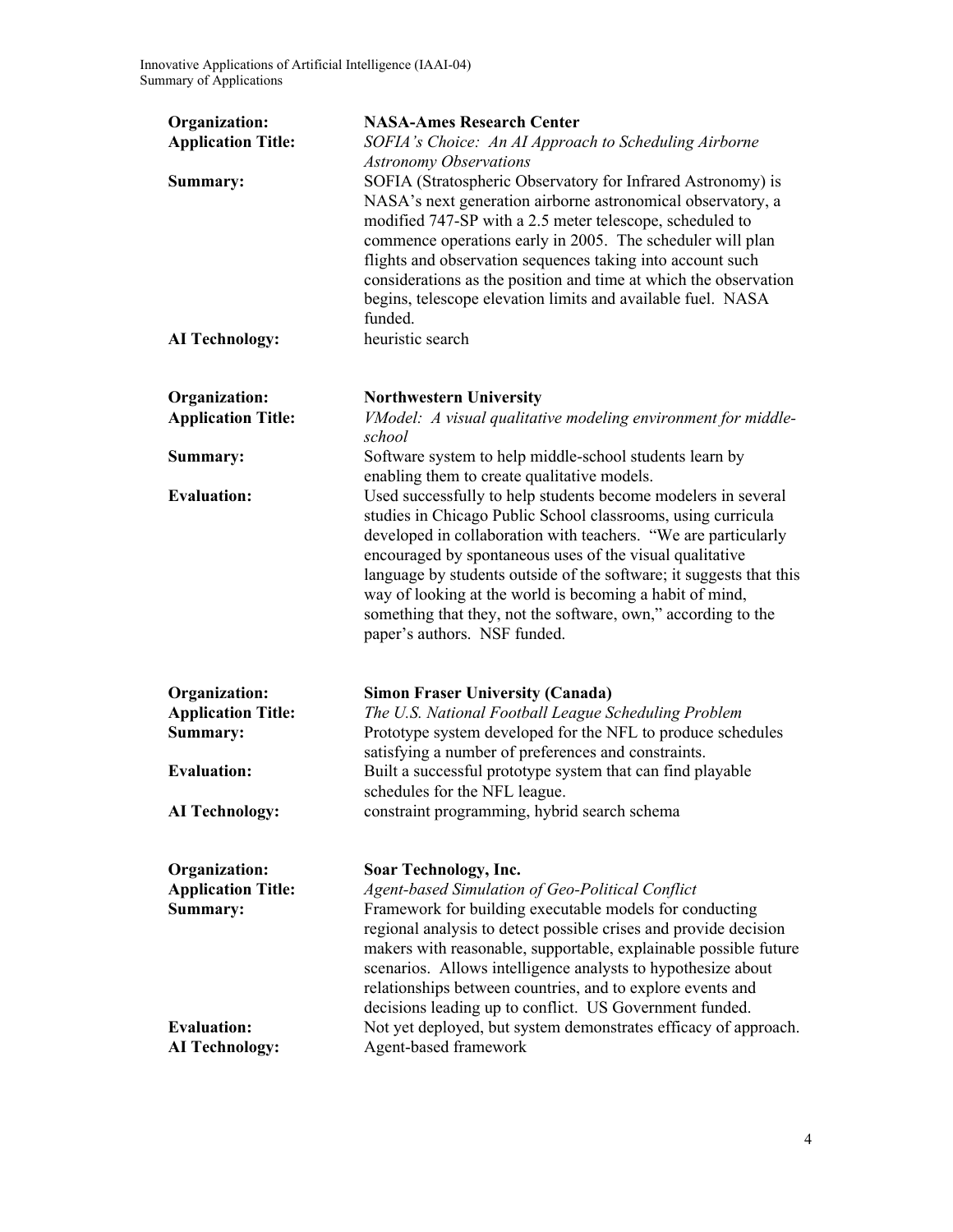**Organization:** **NASA-Ames Research Center**

**Application Title:** *SOFIA's Choice: An AI Approach to Scheduling Airborne Astronomy Observations*

**Summary:** SOFIA (Stratospheric Observatory for Infrared Astronomy) is NASA's next generation airborne astronomical observatory, a modified 747-SP with a 2.5 meter telescope, scheduled to commence operations early in 2005. The scheduler will plan flights and observation sequences taking into account such considerations as the position and time at which the observation begins, telescope elevation limits and available fuel. NASA funded.

**AI Technology:** heuristic search

**Organization:** **Northwestern University**

**Application Title:** *VModel: A visual qualitative modeling environment for middle-school*

**Summary:** Software system to help middle-school students learn by enabling them to create qualitative models.

**Evaluation:** Used successfully to help students become modelers in several studies in Chicago Public School classrooms, using curricula developed in collaboration with teachers. "We are particularly encouraged by spontaneous uses of the visual qualitative language by students outside of the software; it suggests that this way of looking at the world is becoming a habit of mind, something that they, not the software, own," according to the paper's authors. NSF funded.

**Organization:** **Simon Fraser University (Canada)**

**Application Title:** *The U.S. National Football League Scheduling Problem*

**Summary:** Prototype system developed for the NFL to produce schedules satisfying a number of preferences and constraints.

**Evaluation:** Built a successful prototype system that can find playable schedules for the NFL league.

**AI Technology:** constraint programming, hybrid search schema

**Organization:** **Soar Technology, Inc.**

**Application Title:** *Agent-based Simulation of Geo-Political Conflict*

**Summary:** Framework for building executable models for conducting regional analysis to detect possible crises and provide decision makers with reasonable, supportable, explainable possible future scenarios. Allows intelligence analysts to hypothesize about relationships between countries, and to explore events and decisions leading up to conflict. US Government funded.

**Evaluation:** Not yet deployed, but system demonstrates efficacy of approach.

**AI Technology:** Agent-based framework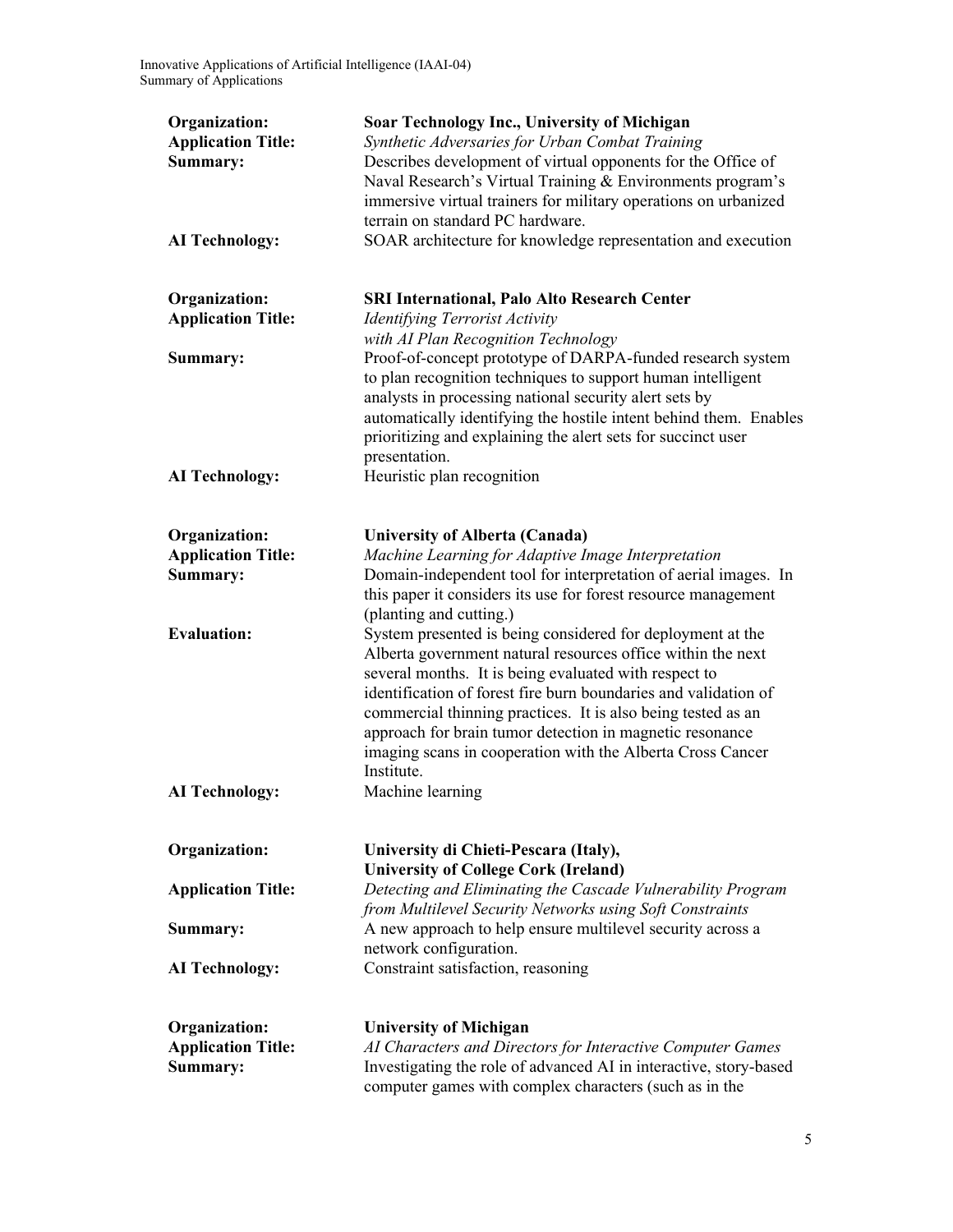| | |
|---|---|
| **Organization:** | **Soar Technology Inc., University of Michigan** |
| **Application Title:** | *Synthetic Adversaries for Urban Combat Training* |
| **Summary:** | Describes development of virtual opponents for the Office of Naval Research's Virtual Training & Environments program's immersive virtual trainers for military operations on urbanized terrain on standard PC hardware. |
| **AI Technology:** | SOAR architecture for knowledge representation and execution |

| | |
|---|---|
| **Organization:** | **SRI International, Palo Alto Research Center** |
| **Application Title:** | *Identifying Terrorist Activity with AI Plan Recognition Technology* |
| **Summary:** | Proof-of-concept prototype of DARPA-funded research system to plan recognition techniques to support human intelligent analysts in processing national security alert sets by automatically identifying the hostile intent behind them. Enables prioritizing and explaining the alert sets for succinct user presentation. |
| **AI Technology:** | Heuristic plan recognition |

| | |
|---|---|
| **Organization:** | **University of Alberta (Canada)** |
| **Application Title:** | *Machine Learning for Adaptive Image Interpretation* |
| **Summary:** | Domain-independent tool for interpretation of aerial images. In this paper it considers its use for forest resource management (planting and cutting.) |
| **Evaluation:** | System presented is being considered for deployment at the Alberta government natural resources office within the next several months. It is being evaluated with respect to identification of forest fire burn boundaries and validation of commercial thinning practices. It is also being tested as an approach for brain tumor detection in magnetic resonance imaging scans in cooperation with the Alberta Cross Cancer Institute. |
| **AI Technology:** | Machine learning |

| | |
|---|---|
| **Organization:** | **University di Chieti-Pescara (Italy), University of College Cork (Ireland)** |
| **Application Title:** | *Detecting and Eliminating the Cascade Vulnerability Program from Multilevel Security Networks using Soft Constraints* |
| **Summary:** | A new approach to help ensure multilevel security across a network configuration. |
| **AI Technology:** | Constraint satisfaction, reasoning |

| | |
|---|---|
| **Organization:** | **University of Michigan** |
| **Application Title:** | *AI Characters and Directors for Interactive Computer Games* |
| **Summary:** | Investigating the role of advanced AI in interactive, story-based computer games with complex characters (such as in the |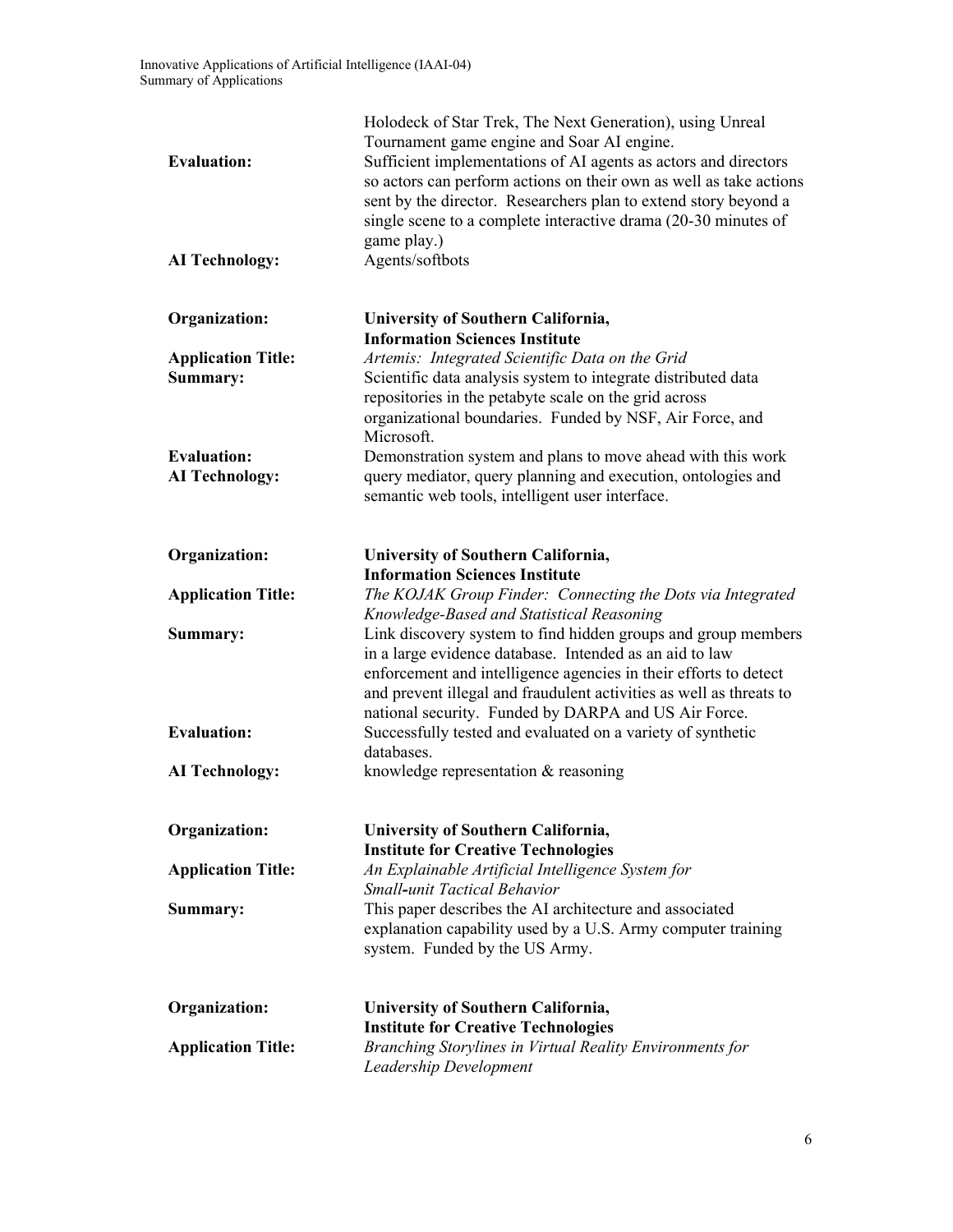Holodeck of Star Trek, The Next Generation), using Unreal Tournament game engine and Soar AI engine.

**Evaluation:** Sufficient implementations of AI agents as actors and directors so actors can perform actions on their own as well as take actions sent by the director. Researchers plan to extend story beyond a single scene to a complete interactive drama (20-30 minutes of game play.)

**AI Technology:** Agents/softbots

**Organization:** **University of Southern California, Information Sciences Institute**

**Application Title:** *Artemis: Integrated Scientific Data on the Grid*

**Summary:** Scientific data analysis system to integrate distributed data repositories in the petabyte scale on the grid across organizational boundaries. Funded by NSF, Air Force, and Microsoft.

**Evaluation:** Demonstration system and plans to move ahead with this work

**AI Technology:** query mediator, query planning and execution, ontologies and semantic web tools, intelligent user interface.

**Organization:** **University of Southern California, Information Sciences Institute**

**Application Title:** *The KOJAK Group Finder: Connecting the Dots via Integrated Knowledge-Based and Statistical Reasoning*

**Summary:** Link discovery system to find hidden groups and group members in a large evidence database. Intended as an aid to law enforcement and intelligence agencies in their efforts to detect and prevent illegal and fraudulent activities as well as threats to national security. Funded by DARPA and US Air Force.

**Evaluation:** Successfully tested and evaluated on a variety of synthetic databases.

**AI Technology:** knowledge representation & reasoning

**Organization:** **University of Southern California, Institute for Creative Technologies**

**Application Title:** *An Explainable Artificial Intelligence System for Small-unit Tactical Behavior*

**Summary:** This paper describes the AI architecture and associated explanation capability used by a U.S. Army computer training system. Funded by the US Army.

**Organization:** **University of Southern California, Institute for Creative Technologies**

**Application Title:** *Branching Storylines in Virtual Reality Environments for Leadership Development*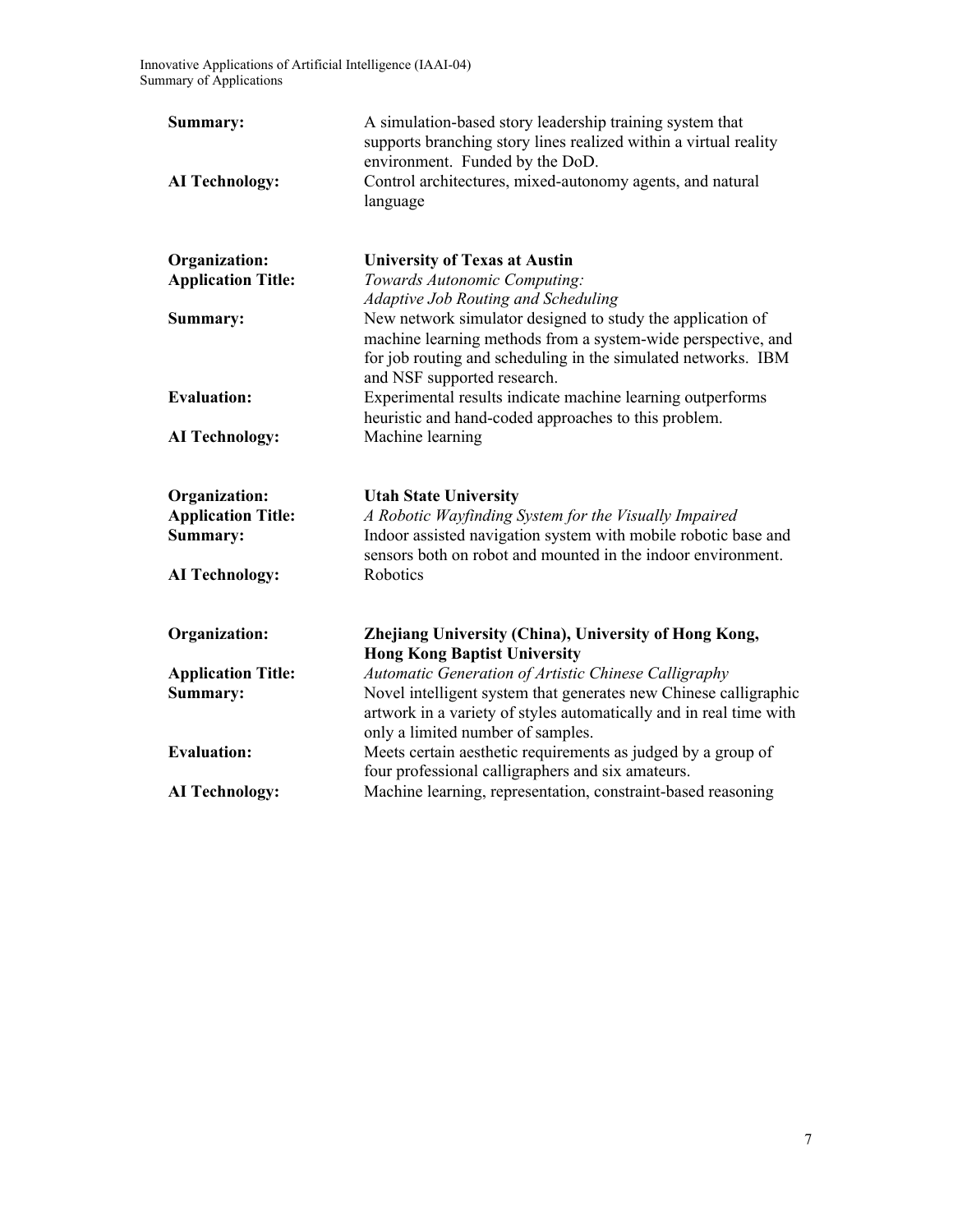| | |
|---|---|
| **Summary:** | A simulation-based story leadership training system that supports branching story lines realized within a virtual reality environment. Funded by the DoD. |
| **AI Technology:** | Control architectures, mixed-autonomy agents, and natural language |

| | |
|---|---|
| **Organization:** | **University of Texas at Austin** |
| **Application Title:** | *Towards Autonomic Computing: Adaptive Job Routing and Scheduling* |
| **Summary:** | New network simulator designed to study the application of machine learning methods from a system-wide perspective, and for job routing and scheduling in the simulated networks. IBM and NSF supported research. |
| **Evaluation:** | Experimental results indicate machine learning outperforms heuristic and hand-coded approaches to this problem. |
| **AI Technology:** | Machine learning |

| | |
|---|---|
| **Organization:** | **Utah State University** |
| **Application Title:** | *A Robotic Wayfinding System for the Visually Impaired* |
| **Summary:** | Indoor assisted navigation system with mobile robotic base and sensors both on robot and mounted in the indoor environment. |
| **AI Technology:** | Robotics |

| | |
|---|---|
| **Organization:** | **Zhejiang University (China), University of Hong Kong, Hong Kong Baptist University** |
| **Application Title:** | *Automatic Generation of Artistic Chinese Calligraphy* |
| **Summary:** | Novel intelligent system that generates new Chinese calligraphic artwork in a variety of styles automatically and in real time with only a limited number of samples. |
| **Evaluation:** | Meets certain aesthetic requirements as judged by a group of four professional calligraphers and six amateurs. |
| **AI Technology:** | Machine learning, representation, constraint-based reasoning |